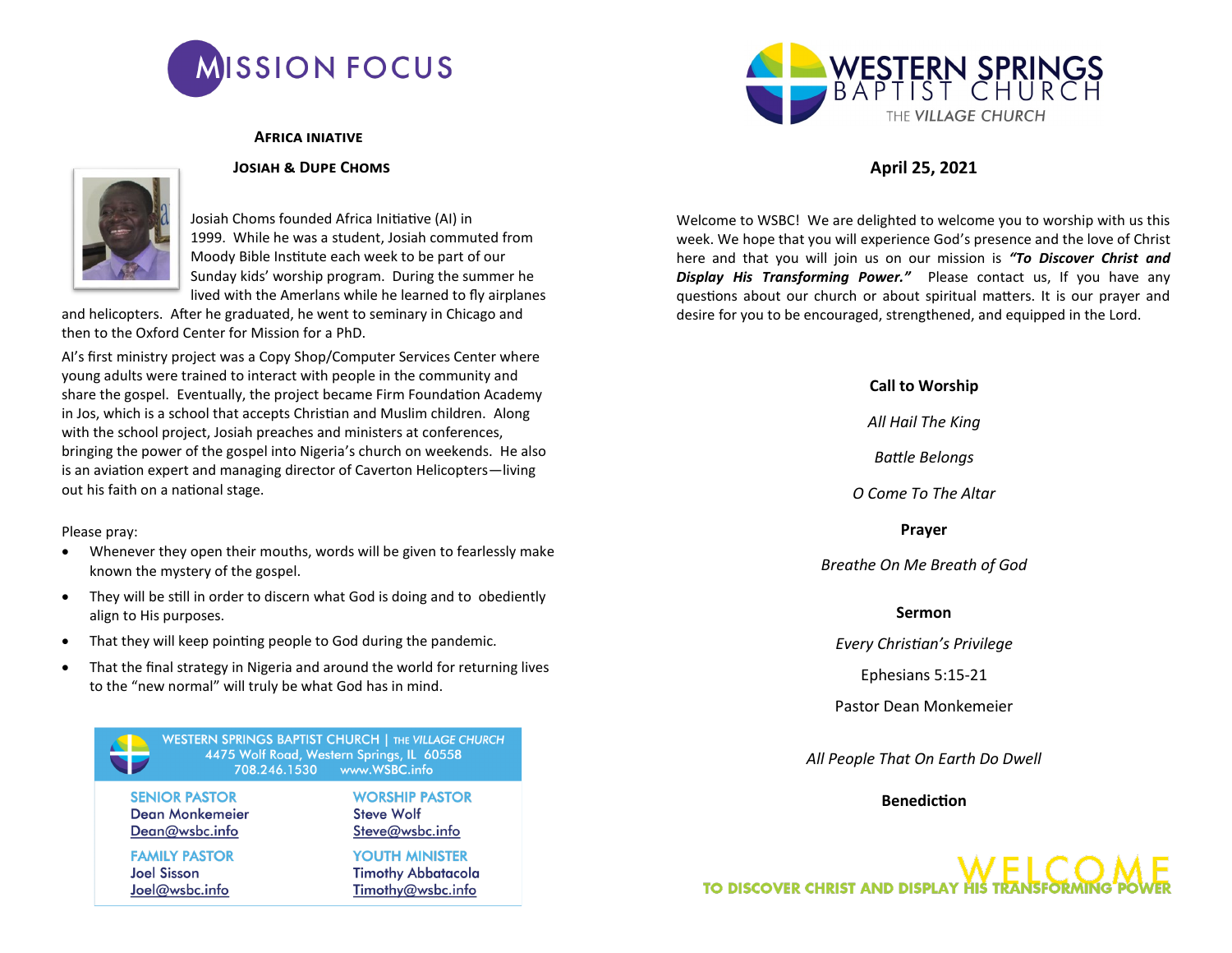# MISSION FOCUS

## Africa Iniative

### Josiah & Dupe Choms

Josiah Choms founded Africa Initiative (AI) in 1999. While he was a student, Josiah commuted from Moody Bible Institute each week to be part of our Sunday kids' worship program. During the summer he lived with the Amerlans while he learned to fly airplanes and helicopters. After he graduated, he went to seminary in Chicago and then to the Oxford Center for Mission for a PhD.

AI's first ministry project was a Copy Shop/Computer Services Center where young adults were trained to interact with people in the community and share the gospel. Eventually, the project became Firm Foundation Academy in Jos, which is a school that accepts Christian and Muslim children. Along with the school project, Josiah preaches and ministers at conferences, bringing the power of the gospel into Nigeria's church on weekends. He also is an aviation expert and managing director of Caverton Helicopters—living out his faith on a national stage.

Please pray:

- Whenever they open their mouths, words will be given to fearlessly make known the mystery of the gospel.
- They will be still in order to discern what God is doing and to obediently align to His purposes.
- That they will keep pointing people to God during the pandemic.
- That the final strategy in Nigeria and around the world for returning lives to the "new normal" will truly be what God has in mind.

**WESTERN SPRINGS BAPTIST CHURCH | THE *VILLAGE CHURCH***
4475 Wolf Road, Western Springs, IL 60558
708.246.1530 www.WSBC.info

**SENIOR PASTOR**
Dean Monkemeier
Dean@wsbc.info

**WORSHIP PASTOR**
Steve Wolf
Steve@wsbc.info

**FAMILY PASTOR**
Joel Sisson
Joel@wsbc.info

**YOUTH MINISTER**
Timothy Abbatacola
Timothy@wsbc.info

# WESTERN SPRINGS BAPTIST CHURCH

THE *VILLAGE* CHURCH

## April 25, 2021

Welcome to WSBC! We are delighted to welcome you to worship with us this week. We hope that you will experience God's presence and the love of Christ here and that you will join us on our mission is ***"To Discover Christ and Display His Transforming Power."*** Please contact us, If you have any questions about our church or about spiritual matters. It is our prayer and desire for you to be encouraged, strengthened, and equipped in the Lord.

**Call to Worship**

*All Hail The King*

*Battle Belongs*

*O Come To The Altar*

**Prayer**

*Breathe On Me Breath of God*

**Sermon**

*Every Christian's Privilege*

Ephesians 5:15-21

Pastor Dean Monkemeier

*All People That On Earth Do Dwell*

**Benediction**

WELCOME

TO DISCOVER CHRIST AND DISPLAY HIS TRANSFORMING POWER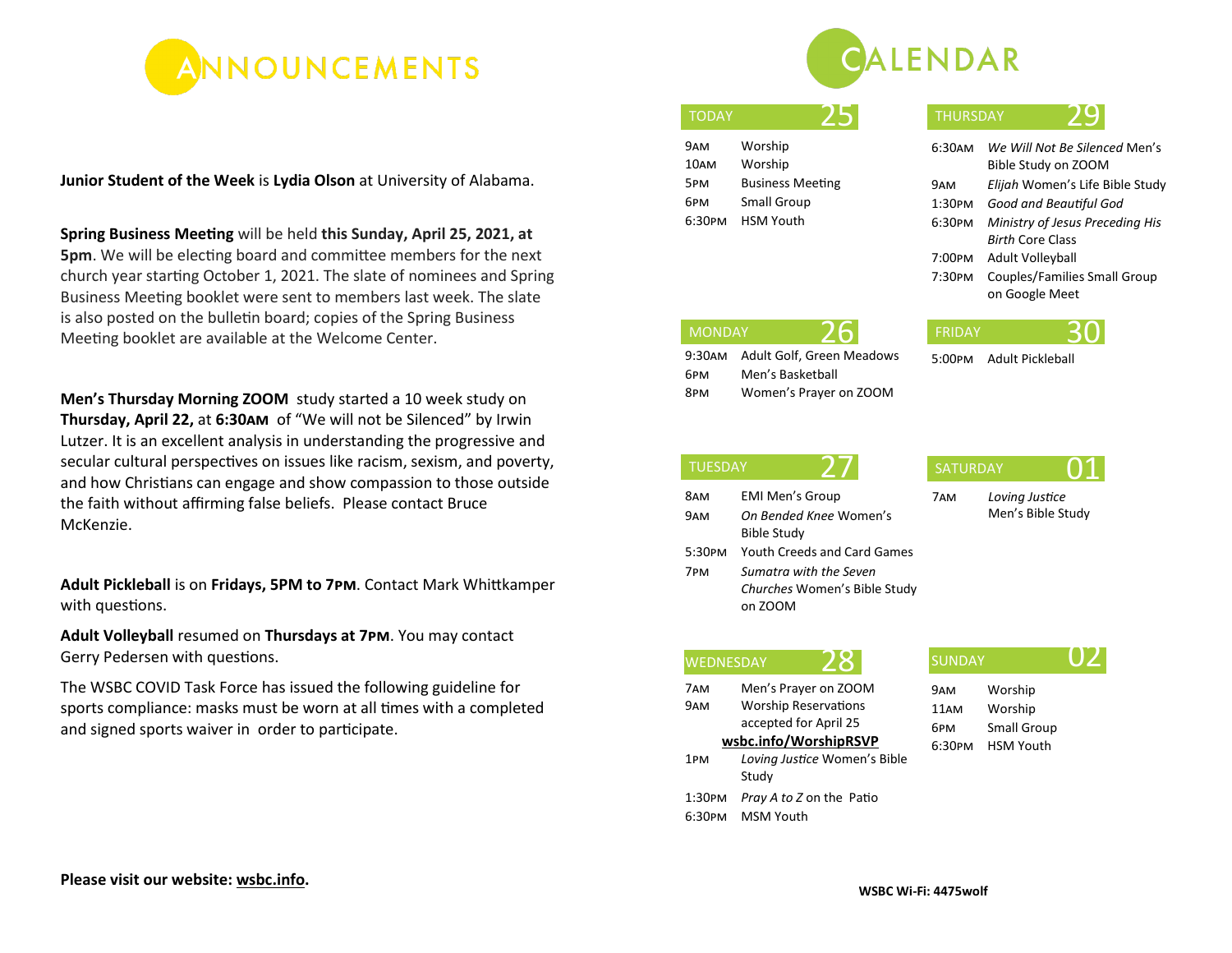# ANNOUNCEMENTS

**Junior Student of the Week** is **Lydia Olson** at University of Alabama.

**Spring Business Meeting** will be held **this Sunday, April 25, 2021, at 5pm**. We will be electing board and committee members for the next church year starting October 1, 2021. The slate of nominees and Spring Business Meeting booklet were sent to members last week. The slate is also posted on the bulletin board; copies of the Spring Business Meeting booklet are available at the Welcome Center.

**Men's Thursday Morning ZOOM** study started a 10 week study on **Thursday, April 22,** at **6:30AM** of "We will not be Silenced" by Irwin Lutzer. It is an excellent analysis in understanding the progressive and secular cultural perspectives on issues like racism, sexism, and poverty, and how Christians can engage and show compassion to those outside the faith without affirming false beliefs. Please contact Bruce McKenzie.

**Adult Pickleball** is on **Fridays, 5PM to 7PM**. Contact Mark Whittkamper with questions.

**Adult Volleyball** resumed on **Thursdays at 7PM**. You may contact Gerry Pedersen with questions.

The WSBC COVID Task Force has issued the following guideline for sports compliance: masks must be worn at all times with a completed and signed sports waiver in order to participate.

**Please visit our website: wsbc.info.**

# CALENDAR

## TODAY 25

| | |
|---|---|
| 9AM | Worship |
| 10AM | Worship |
| 5PM | Business Meeting |
| 6PM | Small Group |
| 6:30PM | HSM Youth |

## MONDAY 26

| | |
|---|---|
| 9:30AM | Adult Golf, Green Meadows |
| 6PM | Men's Basketball |
| 8PM | Women's Prayer on ZOOM |

## TUESDAY 27

| | |
|---|---|
| 8AM | EMI Men's Group |
| 9AM | *On Bended Knee* Women's Bible Study |
| 5:30PM | Youth Creeds and Card Games |
| 7PM | *Sumatra with the Seven Churches* Women's Bible Study on ZOOM |

## WEDNESDAY 28

| | |
|---|---|
| 7AM | Men's Prayer on ZOOM |
| 9AM | Worship Reservations accepted for April 25 **wsbc.info/WorshipRSVP** |
| 1PM | *Loving Justice* Women's Bible Study |
| 1:30PM | *Pray A to Z* on the Patio |
| 6:30PM | MSM Youth |

## THURSDAY 29

| | |
|---|---|
| 6:30AM | *We Will Not Be Silenced* Men's Bible Study on ZOOM |
| 9AM | *Elijah* Women's Life Bible Study |
| 1:30PM | *Good and Beautiful God* |
| 6:30PM | *Ministry of Jesus Preceding His Birth* Core Class |
| 7:00PM | Adult Volleyball |
| 7:30PM | Couples/Families Small Group on Google Meet |

## FRIDAY 30

| | |
|---|---|
| 5:00PM | Adult Pickleball |

## SATURDAY 01

| | |
|---|---|
| 7AM | *Loving Justice* Men's Bible Study |

## SUNDAY 02

| | |
|---|---|
| 9AM | Worship |
| 11AM | Worship |
| 6PM | Small Group |
| 6:30PM | HSM Youth |

**WSBC Wi-Fi: 4475wolf**